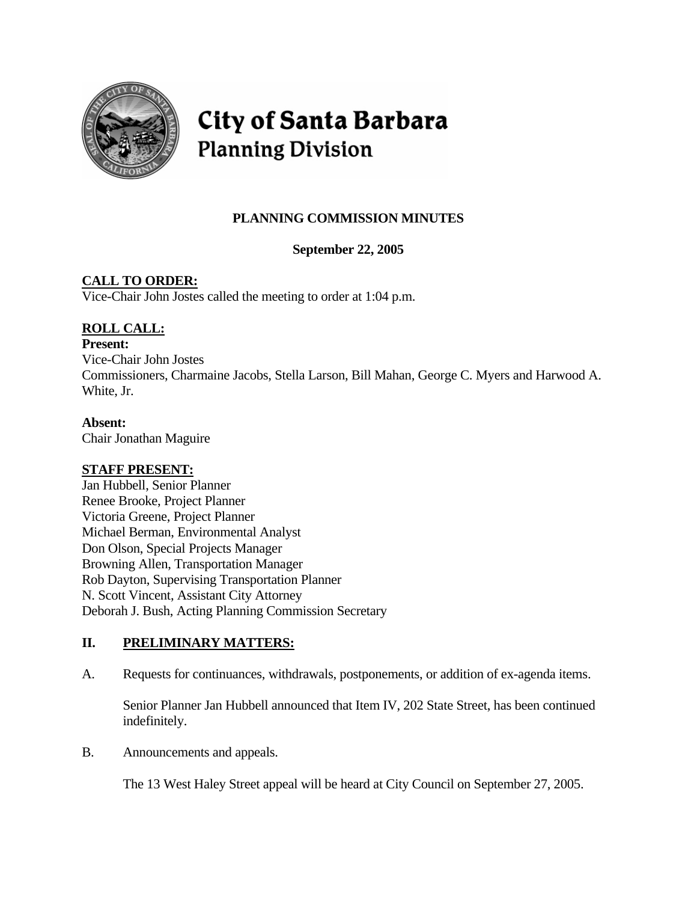# City of Santa Barbara
## Planning Division

**PLANNING COMMISSION MINUTES**

**September 22, 2005**

**CALL TO ORDER:**

Vice-Chair John Jostes called the meeting to order at 1:04 p.m.

**ROLL CALL:**

**Present:**

Vice-Chair John Jostes

Commissioners, Charmaine Jacobs, Stella Larson, Bill Mahan, George C. Myers and Harwood A. White, Jr.

**Absent:**

Chair Jonathan Maguire

**STAFF PRESENT:**

Jan Hubbell, Senior Planner
Renee Brooke, Project Planner
Victoria Greene, Project Planner
Michael Berman, Environmental Analyst
Don Olson, Special Projects Manager
Browning Allen, Transportation Manager
Rob Dayton, Supervising Transportation Planner
N. Scott Vincent, Assistant City Attorney
Deborah J. Bush, Acting Planning Commission Secretary

## II. PRELIMINARY MATTERS:

A. Requests for continuances, withdrawals, postponements, or addition of ex-agenda items.

Senior Planner Jan Hubbell announced that Item IV, 202 State Street, has been continued indefinitely.

B. Announcements and appeals.

The 13 West Haley Street appeal will be heard at City Council on September 27, 2005.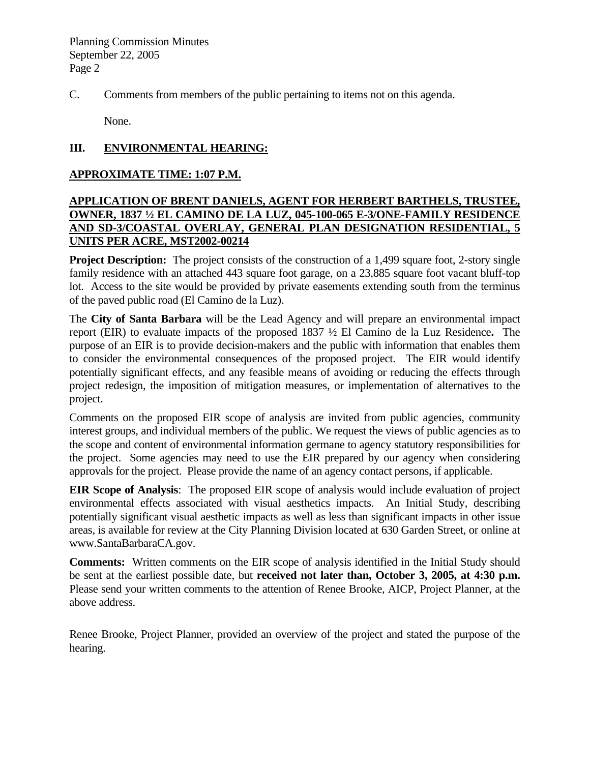C. Comments from members of the public pertaining to items not on this agenda.

None.

## III. <u>ENVIRONMENTAL HEARING:</u>

**<u>APPROXIMATE TIME: 1:07 P.M.</u>**

**<u>APPLICATION OF BRENT DANIELS, AGENT FOR HERBERT BARTHELS, TRUSTEE, OWNER, 1837 ½ EL CAMINO DE LA LUZ, 045-100-065 E-3/ONE-FAMILY RESIDENCE AND SD-3/COASTAL OVERLAY, GENERAL PLAN DESIGNATION RESIDENTIAL, 5 UNITS PER ACRE, MST2002-00214</u>**

**Project Description:** The project consists of the construction of a 1,499 square foot, 2-story single family residence with an attached 443 square foot garage, on a 23,885 square foot vacant bluff-top lot. Access to the site would be provided by private easements extending south from the terminus of the paved public road (El Camino de la Luz).

The **City of Santa Barbara** will be the Lead Agency and will prepare an environmental impact report (EIR) to evaluate impacts of the proposed 1837 ½ El Camino de la Luz Residence**.** The purpose of an EIR is to provide decision-makers and the public with information that enables them to consider the environmental consequences of the proposed project. The EIR would identify potentially significant effects, and any feasible means of avoiding or reducing the effects through project redesign, the imposition of mitigation measures, or implementation of alternatives to the project.

Comments on the proposed EIR scope of analysis are invited from public agencies, community interest groups, and individual members of the public. We request the views of public agencies as to the scope and content of environmental information germane to agency statutory responsibilities for the project. Some agencies may need to use the EIR prepared by our agency when considering approvals for the project. Please provide the name of an agency contact persons, if applicable.

**EIR Scope of Analysis**: The proposed EIR scope of analysis would include evaluation of project environmental effects associated with visual aesthetics impacts. An Initial Study, describing potentially significant visual aesthetic impacts as well as less than significant impacts in other issue areas, is available for review at the City Planning Division located at 630 Garden Street, or online at www.SantaBarbaraCA.gov.

**Comments:** Written comments on the EIR scope of analysis identified in the Initial Study should be sent at the earliest possible date, but **received not later than, October 3, 2005, at 4:30 p.m.** Please send your written comments to the attention of Renee Brooke, AICP, Project Planner, at the above address.

Renee Brooke, Project Planner, provided an overview of the project and stated the purpose of the hearing.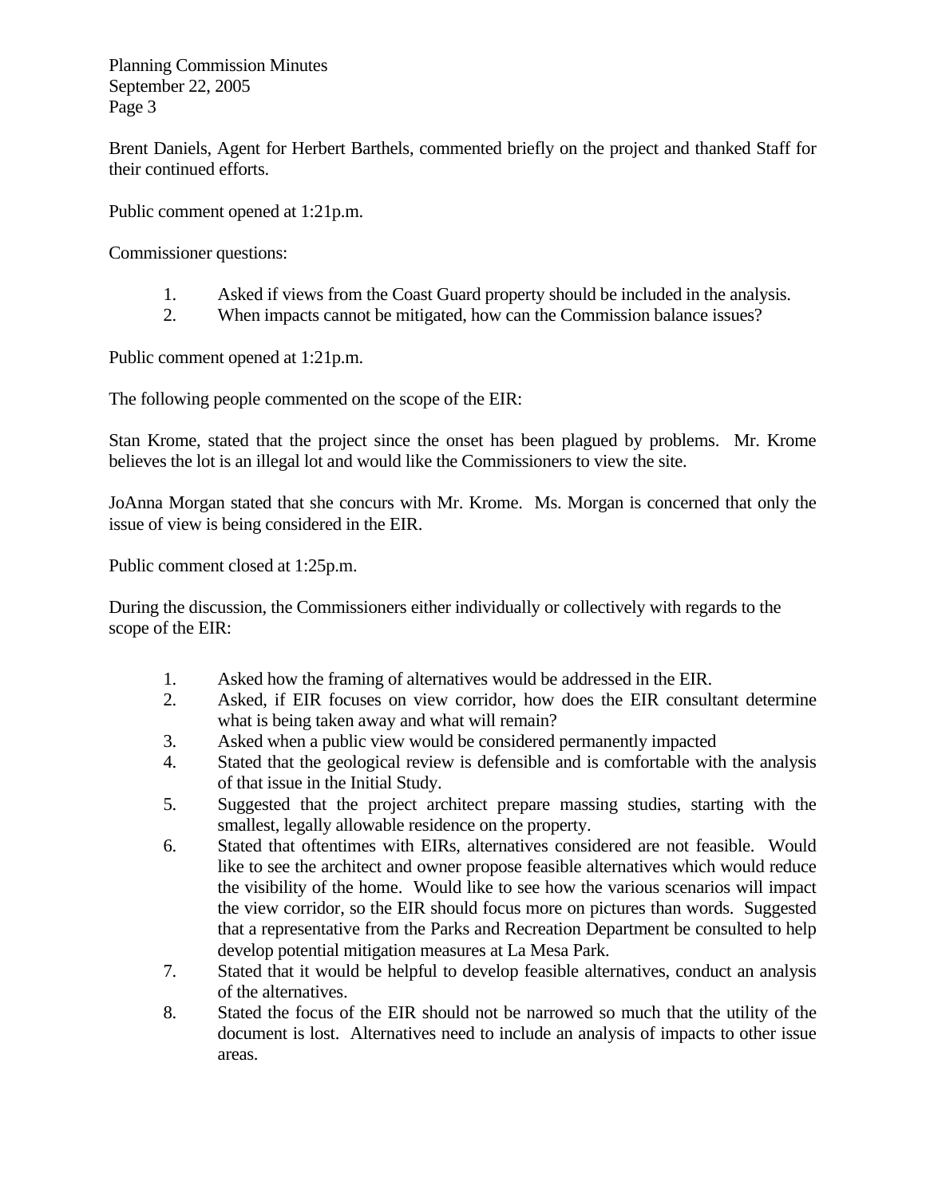Brent Daniels, Agent for Herbert Barthels, commented briefly on the project and thanked Staff for their continued efforts.

Public comment opened at 1:21p.m.

Commissioner questions:

1. Asked if views from the Coast Guard property should be included in the analysis.
2. When impacts cannot be mitigated, how can the Commission balance issues?

Public comment opened at 1:21p.m.

The following people commented on the scope of the EIR:

Stan Krome, stated that the project since the onset has been plagued by problems. Mr. Krome believes the lot is an illegal lot and would like the Commissioners to view the site.

JoAnna Morgan stated that she concurs with Mr. Krome. Ms. Morgan is concerned that only the issue of view is being considered in the EIR.

Public comment closed at 1:25p.m.

During the discussion, the Commissioners either individually or collectively with regards to the scope of the EIR:

1. Asked how the framing of alternatives would be addressed in the EIR.
2. Asked, if EIR focuses on view corridor, how does the EIR consultant determine what is being taken away and what will remain?
3. Asked when a public view would be considered permanently impacted
4. Stated that the geological review is defensible and is comfortable with the analysis of that issue in the Initial Study.
5. Suggested that the project architect prepare massing studies, starting with the smallest, legally allowable residence on the property.
6. Stated that oftentimes with EIRs, alternatives considered are not feasible. Would like to see the architect and owner propose feasible alternatives which would reduce the visibility of the home. Would like to see how the various scenarios will impact the view corridor, so the EIR should focus more on pictures than words. Suggested that a representative from the Parks and Recreation Department be consulted to help develop potential mitigation measures at La Mesa Park.
7. Stated that it would be helpful to develop feasible alternatives, conduct an analysis of the alternatives.
8. Stated the focus of the EIR should not be narrowed so much that the utility of the document is lost. Alternatives need to include an analysis of impacts to other issue areas.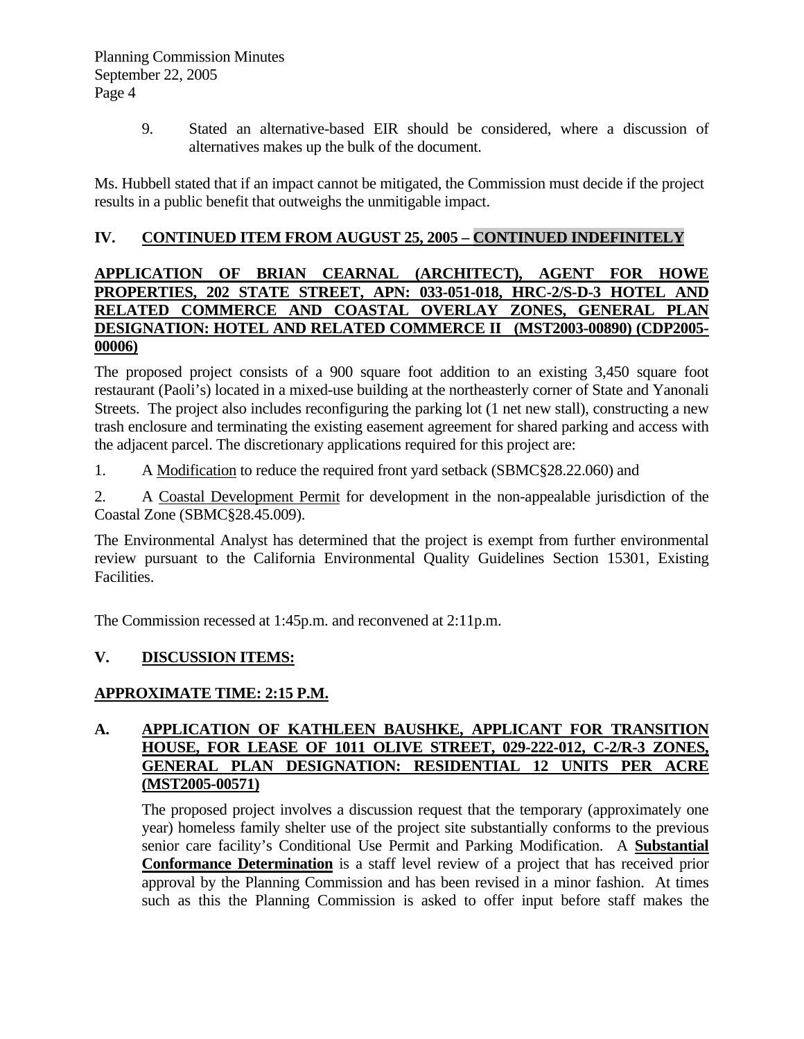9. Stated an alternative-based EIR should be considered, where a discussion of alternatives makes up the bulk of the document.

Ms. Hubbell stated that if an impact cannot be mitigated, the Commission must decide if the project results in a public benefit that outweighs the unmitigable impact.

## IV. CONTINUED ITEM FROM AUGUST 25, 2005 – CONTINUED INDEFINITELY

**APPLICATION OF BRIAN CEARNAL (ARCHITECT), AGENT FOR HOWE PROPERTIES, 202 STATE STREET, APN: 033-051-018, HRC-2/S-D-3 HOTEL AND RELATED COMMERCE AND COASTAL OVERLAY ZONES, GENERAL PLAN DESIGNATION: HOTEL AND RELATED COMMERCE II (MST2003-00890) (CDP2005-00006)**

The proposed project consists of a 900 square foot addition to an existing 3,450 square foot restaurant (Paoli's) located in a mixed-use building at the northeasterly corner of State and Yanonali Streets. The project also includes reconfiguring the parking lot (1 net new stall), constructing a new trash enclosure and terminating the existing easement agreement for shared parking and access with the adjacent parcel. The discretionary applications required for this project are:

1. A Modification to reduce the required front yard setback (SBMC§28.22.060) and

2. A Coastal Development Permit for development in the non-appealable jurisdiction of the Coastal Zone (SBMC§28.45.009).

The Environmental Analyst has determined that the project is exempt from further environmental review pursuant to the California Environmental Quality Guidelines Section 15301, Existing Facilities.

The Commission recessed at 1:45p.m. and reconvened at 2:11p.m.

## V. DISCUSSION ITEMS:

**APPROXIMATE TIME: 2:15 P.M.**

**A. APPLICATION OF KATHLEEN BAUSHKE, APPLICANT FOR TRANSITION HOUSE, FOR LEASE OF 1011 OLIVE STREET, 029-222-012, C-2/R-3 ZONES, GENERAL PLAN DESIGNATION: RESIDENTIAL 12 UNITS PER ACRE (MST2005-00571)**

The proposed project involves a discussion request that the temporary (approximately one year) homeless family shelter use of the project site substantially conforms to the previous senior care facility's Conditional Use Permit and Parking Modification. A **Substantial Conformance Determination** is a staff level review of a project that has received prior approval by the Planning Commission and has been revised in a minor fashion. At times such as this the Planning Commission is asked to offer input before staff makes the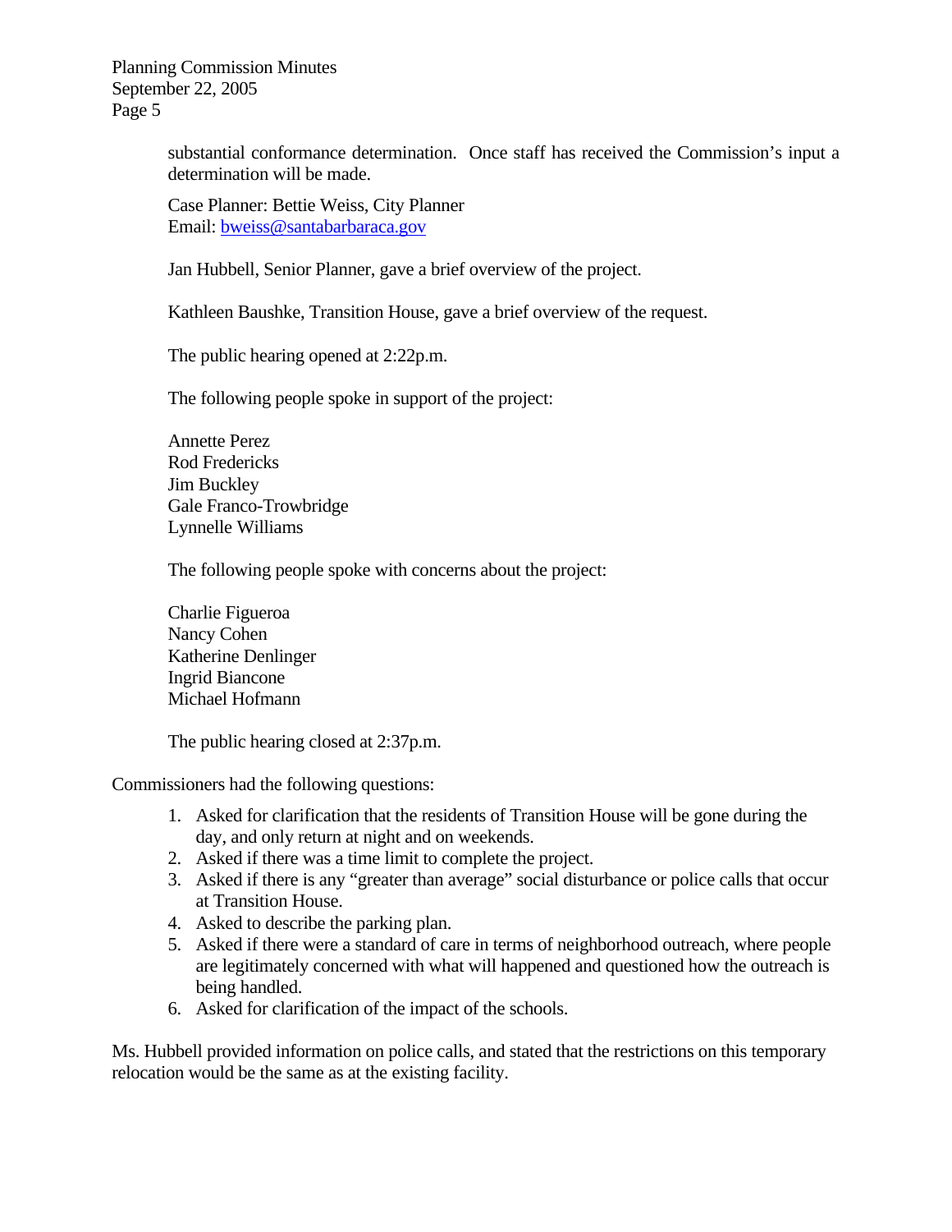substantial conformance determination. Once staff has received the Commission's input a determination will be made.

Case Planner: Bettie Weiss, City Planner
Email: bweiss@santabarbaraca.gov

Jan Hubbell, Senior Planner, gave a brief overview of the project.

Kathleen Baushke, Transition House, gave a brief overview of the request.

The public hearing opened at 2:22p.m.

The following people spoke in support of the project:

Annette Perez
Rod Fredericks
Jim Buckley
Gale Franco-Trowbridge
Lynnelle Williams

The following people spoke with concerns about the project:

Charlie Figueroa
Nancy Cohen
Katherine Denlinger
Ingrid Biancone
Michael Hofmann

The public hearing closed at 2:37p.m.

Commissioners had the following questions:

1. Asked for clarification that the residents of Transition House will be gone during the day, and only return at night and on weekends.
2. Asked if there was a time limit to complete the project.
3. Asked if there is any "greater than average" social disturbance or police calls that occur at Transition House.
4. Asked to describe the parking plan.
5. Asked if there were a standard of care in terms of neighborhood outreach, where people are legitimately concerned with what will happened and questioned how the outreach is being handled.
6. Asked for clarification of the impact of the schools.

Ms. Hubbell provided information on police calls, and stated that the restrictions on this temporary relocation would be the same as at the existing facility.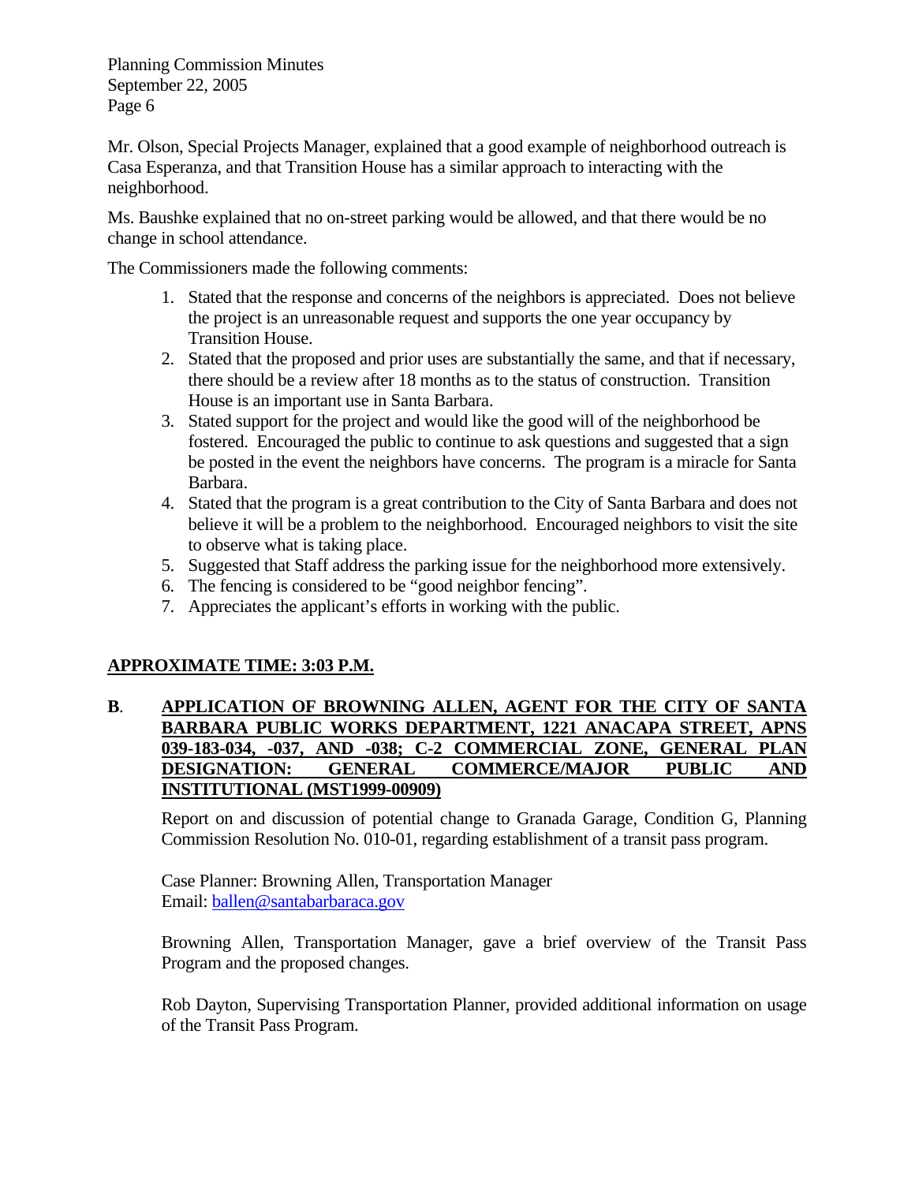Mr. Olson, Special Projects Manager, explained that a good example of neighborhood outreach is Casa Esperanza, and that Transition House has a similar approach to interacting with the neighborhood.

Ms. Baushke explained that no on-street parking would be allowed, and that there would be no change in school attendance.

The Commissioners made the following comments:

1. Stated that the response and concerns of the neighbors is appreciated. Does not believe the project is an unreasonable request and supports the one year occupancy by Transition House.
2. Stated that the proposed and prior uses are substantially the same, and that if necessary, there should be a review after 18 months as to the status of construction. Transition House is an important use in Santa Barbara.
3. Stated support for the project and would like the good will of the neighborhood be fostered. Encouraged the public to continue to ask questions and suggested that a sign be posted in the event the neighbors have concerns. The program is a miracle for Santa Barbara.
4. Stated that the program is a great contribution to the City of Santa Barbara and does not believe it will be a problem to the neighborhood. Encouraged neighbors to visit the site to observe what is taking place.
5. Suggested that Staff address the parking issue for the neighborhood more extensively.
6. The fencing is considered to be "good neighbor fencing".
7. Appreciates the applicant's efforts in working with the public.

**APPROXIMATE TIME: 3:03 P.M.**

**B. APPLICATION OF BROWNING ALLEN, AGENT FOR THE CITY OF SANTA BARBARA PUBLIC WORKS DEPARTMENT, 1221 ANACAPA STREET, APNS 039-183-034, -037, AND -038; C-2 COMMERCIAL ZONE, GENERAL PLAN DESIGNATION: GENERAL COMMERCE/MAJOR PUBLIC AND INSTITUTIONAL (MST1999-00909)**

Report on and discussion of potential change to Granada Garage, Condition G, Planning Commission Resolution No. 010-01, regarding establishment of a transit pass program.

Case Planner: Browning Allen, Transportation Manager
Email: ballen@santabarbaraca.gov

Browning Allen, Transportation Manager, gave a brief overview of the Transit Pass Program and the proposed changes.

Rob Dayton, Supervising Transportation Planner, provided additional information on usage of the Transit Pass Program.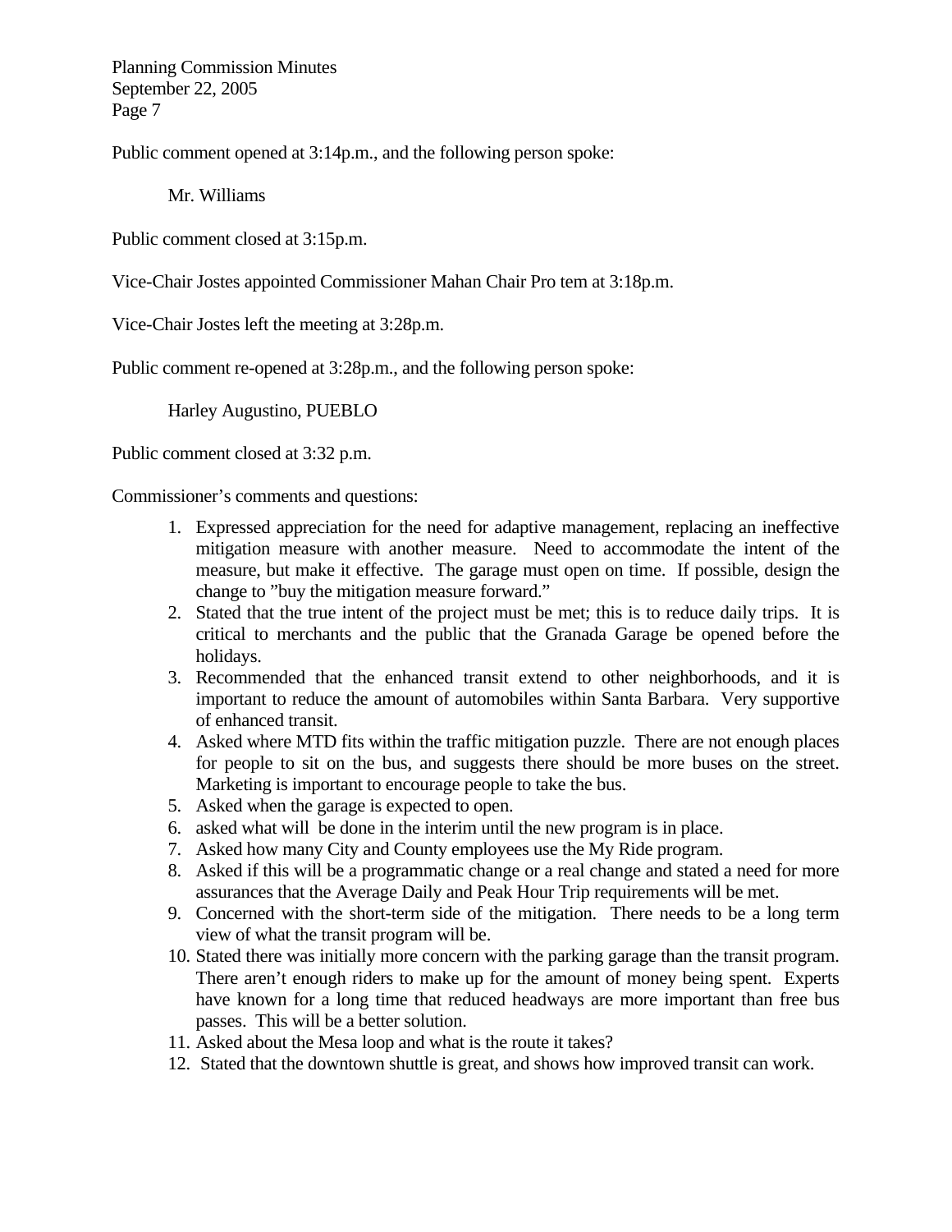Public comment opened at 3:14p.m., and the following person spoke:

Mr. Williams

Public comment closed at 3:15p.m.

Vice-Chair Jostes appointed Commissioner Mahan Chair Pro tem at 3:18p.m.

Vice-Chair Jostes left the meeting at 3:28p.m.

Public comment re-opened at 3:28p.m., and the following person spoke:

Harley Augustino, PUEBLO

Public comment closed at 3:32 p.m.

Commissioner's comments and questions:

1. Expressed appreciation for the need for adaptive management, replacing an ineffective mitigation measure with another measure. Need to accommodate the intent of the measure, but make it effective. The garage must open on time. If possible, design the change to "buy the mitigation measure forward."
2. Stated that the true intent of the project must be met; this is to reduce daily trips. It is critical to merchants and the public that the Granada Garage be opened before the holidays.
3. Recommended that the enhanced transit extend to other neighborhoods, and it is important to reduce the amount of automobiles within Santa Barbara. Very supportive of enhanced transit.
4. Asked where MTD fits within the traffic mitigation puzzle. There are not enough places for people to sit on the bus, and suggests there should be more buses on the street. Marketing is important to encourage people to take the bus.
5. Asked when the garage is expected to open.
6. asked what will be done in the interim until the new program is in place.
7. Asked how many City and County employees use the My Ride program.
8. Asked if this will be a programmatic change or a real change and stated a need for more assurances that the Average Daily and Peak Hour Trip requirements will be met.
9. Concerned with the short-term side of the mitigation. There needs to be a long term view of what the transit program will be.
10. Stated there was initially more concern with the parking garage than the transit program. There aren't enough riders to make up for the amount of money being spent. Experts have known for a long time that reduced headways are more important than free bus passes. This will be a better solution.
11. Asked about the Mesa loop and what is the route it takes?
12. Stated that the downtown shuttle is great, and shows how improved transit can work.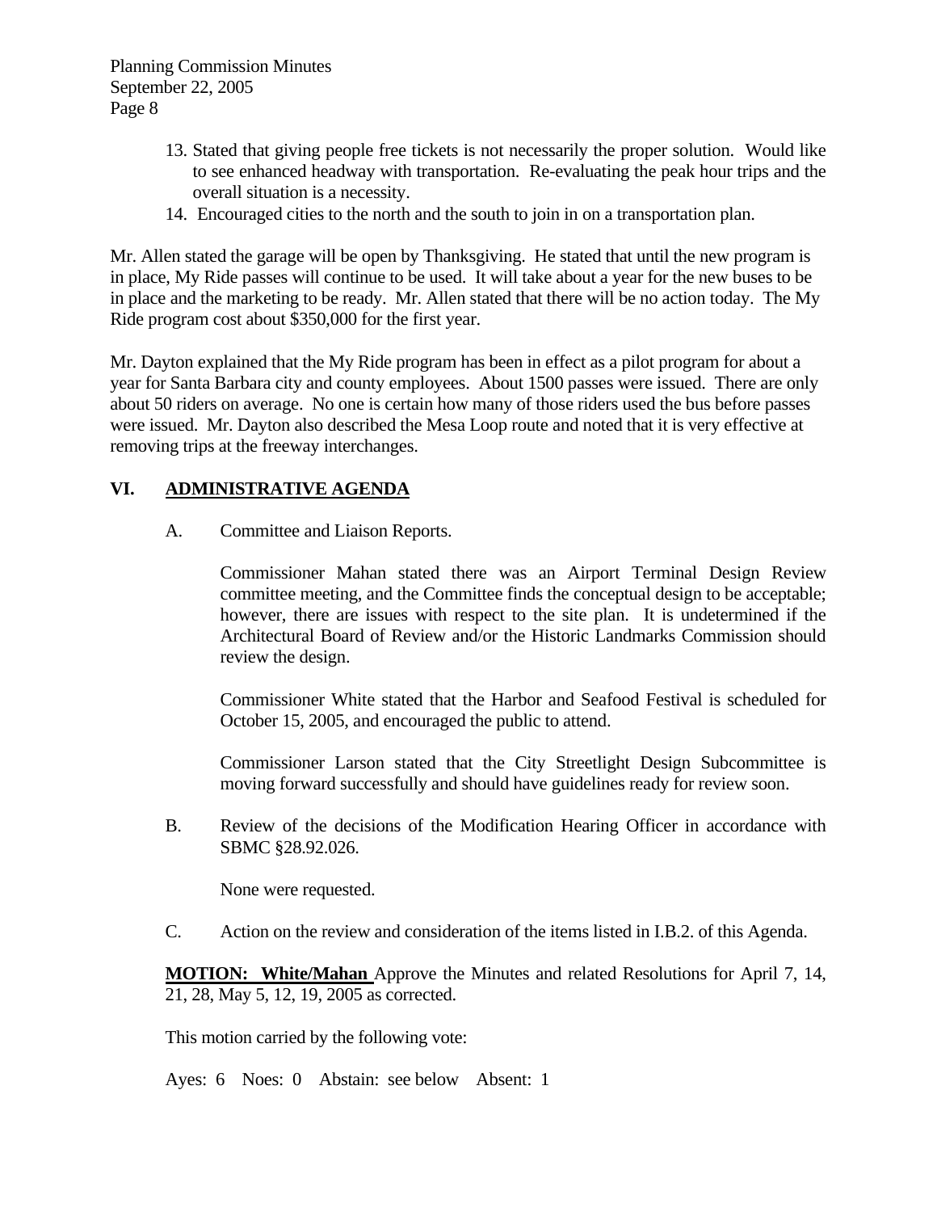13. Stated that giving people free tickets is not necessarily the proper solution. Would like to see enhanced headway with transportation. Re-evaluating the peak hour trips and the overall situation is a necessity.
14. Encouraged cities to the north and the south to join in on a transportation plan.

Mr. Allen stated the garage will be open by Thanksgiving. He stated that until the new program is in place, My Ride passes will continue to be used. It will take about a year for the new buses to be in place and the marketing to be ready. Mr. Allen stated that there will be no action today. The My Ride program cost about $350,000 for the first year.

Mr. Dayton explained that the My Ride program has been in effect as a pilot program for about a year for Santa Barbara city and county employees. About 1500 passes were issued. There are only about 50 riders on average. No one is certain how many of those riders used the bus before passes were issued. Mr. Dayton also described the Mesa Loop route and noted that it is very effective at removing trips at the freeway interchanges.

## VI. ADMINISTRATIVE AGENDA

A. Committee and Liaison Reports.

Commissioner Mahan stated there was an Airport Terminal Design Review committee meeting, and the Committee finds the conceptual design to be acceptable; however, there are issues with respect to the site plan. It is undetermined if the Architectural Board of Review and/or the Historic Landmarks Commission should review the design.

Commissioner White stated that the Harbor and Seafood Festival is scheduled for October 15, 2005, and encouraged the public to attend.

Commissioner Larson stated that the City Streetlight Design Subcommittee is moving forward successfully and should have guidelines ready for review soon.

B. Review of the decisions of the Modification Hearing Officer in accordance with SBMC §28.92.026.

None were requested.

C. Action on the review and consideration of the items listed in I.B.2. of this Agenda.

**MOTION: White/Mahan** Approve the Minutes and related Resolutions for April 7, 14, 21, 28, May 5, 12, 19, 2005 as corrected.

This motion carried by the following vote:

Ayes: 6 Noes: 0 Abstain: see below Absent: 1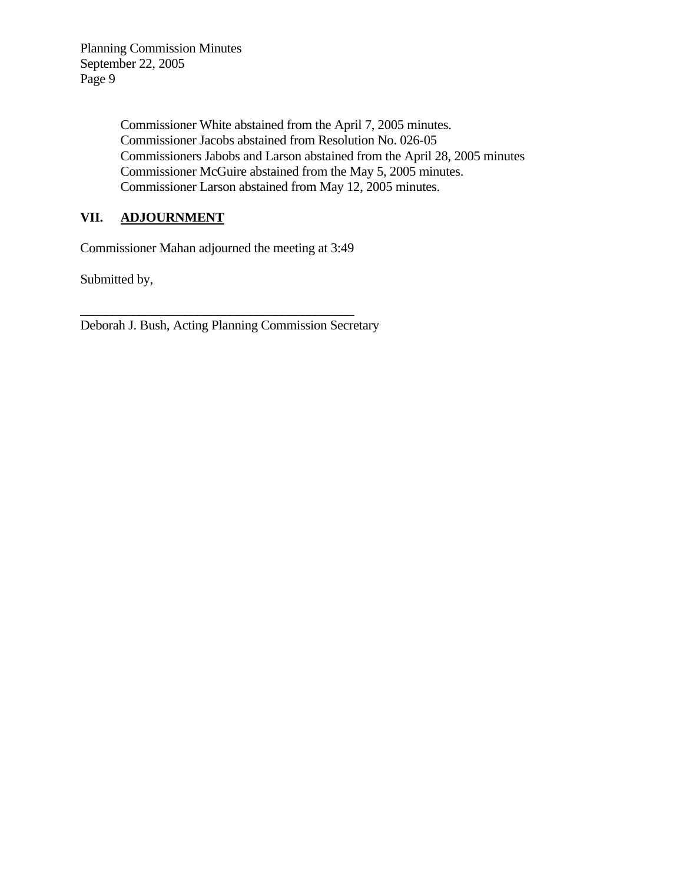Commissioner White abstained from the April 7, 2005 minutes.
Commissioner Jacobs abstained from Resolution No. 026-05
Commissioners Jabobs and Larson abstained from the April 28, 2005 minutes
Commissioner McGuire abstained from the May 5, 2005 minutes.
Commissioner Larson abstained from May 12, 2005 minutes.

## VII. ADJOURNMENT

Commissioner Mahan adjourned the meeting at 3:49

Submitted by,

___________________________________________
Deborah J. Bush, Acting Planning Commission Secretary